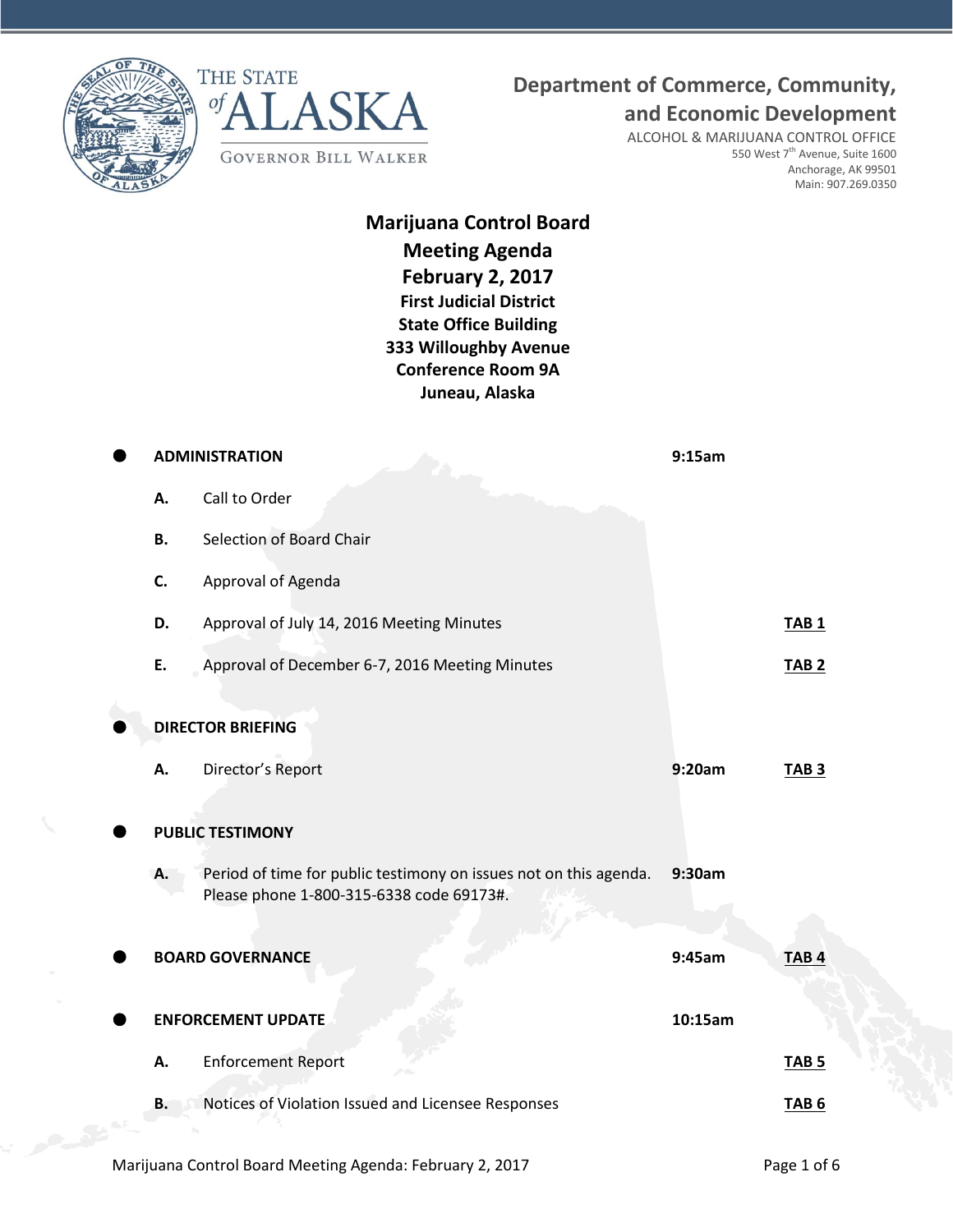THE STATE of ALASKA

GOVERNOR BILL WALKER

**Department of Commerce, Community, and Economic Development**

ALCOHOL & MARIJUANA CONTROL OFFICE
550 West 7th Avenue, Suite 1600
Anchorage, AK 99501
Main: 907.269.0350

# Marijuana Control Board
## Meeting Agenda
## February 2, 2017
### First Judicial District
### State Office Building
### 333 Willoughby Avenue
### Conference Room 9A
### Juneau, Alaska

- **ADMINISTRATION** — **9:15am**
  - **A.** Call to Order
  - **B.** Selection of Board Chair
  - **C.** Approval of Agenda
  - **D.** Approval of July 14, 2016 Meeting Minutes — **TAB 1**
  - **E.** Approval of December 6-7, 2016 Meeting Minutes — **TAB 2**

- **DIRECTOR BRIEFING**
  - **A.** Director's Report — **9:20am** — **TAB 3**

- **PUBLIC TESTIMONY**
  - **A.** Period of time for public testimony on issues not on this agenda. Please phone 1-800-315-6338 code 69173#. — **9:30am**

- **BOARD GOVERNANCE** — **9:45am** — **TAB 4**

- **ENFORCEMENT UPDATE** — **10:15am**
  - **A.** Enforcement Report — **TAB 5**
  - **B.** Notices of Violation Issued and Licensee Responses — **TAB 6**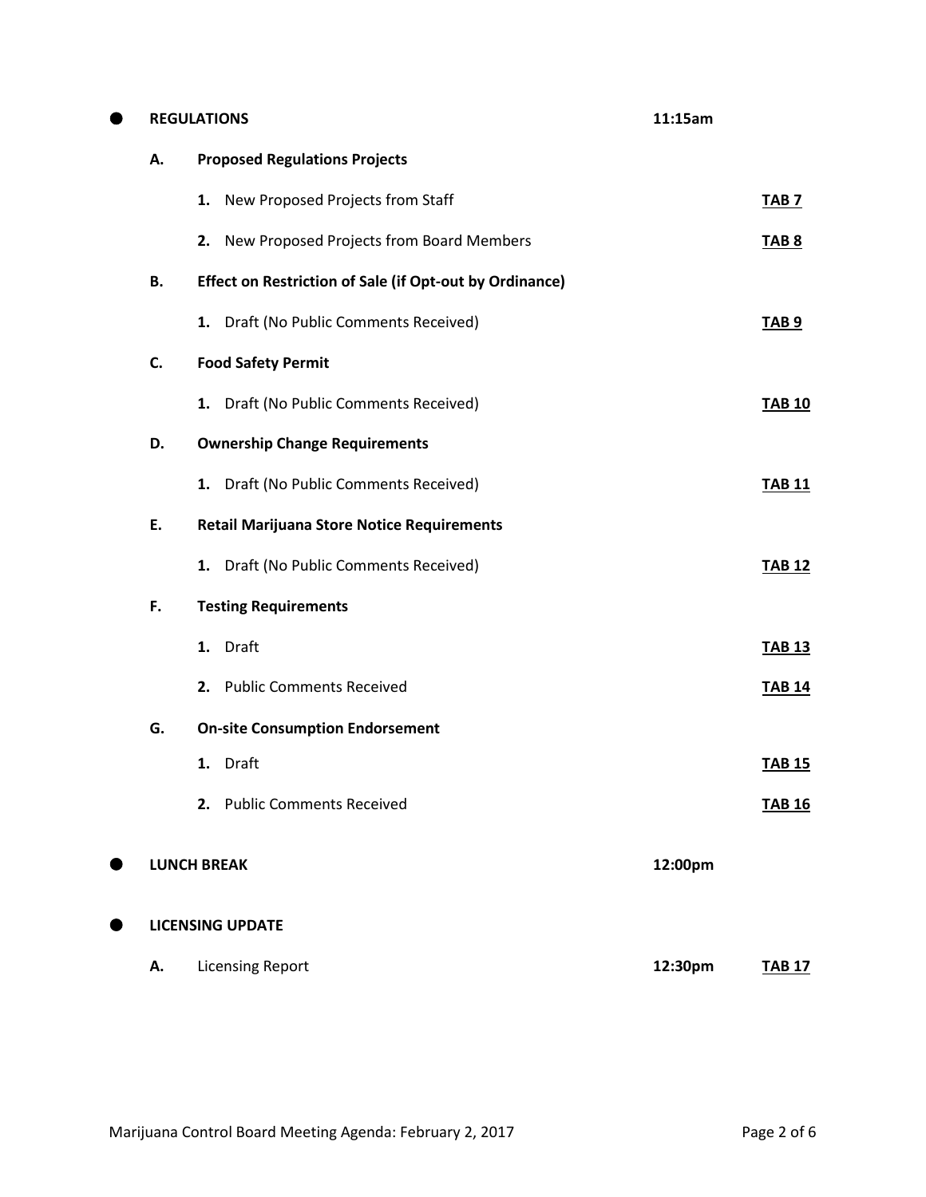- **REGULATIONS** **11:15am**

  **A.** **Proposed Regulations Projects**

  1. New Proposed Projects from Staff **TAB 7**
  2. New Proposed Projects from Board Members **TAB 8**

  **B.** **Effect on Restriction of Sale (if Opt-out by Ordinance)**

  1. Draft (No Public Comments Received) **TAB 9**

  **C.** **Food Safety Permit**

  1. Draft (No Public Comments Received) **TAB 10**

  **D.** **Ownership Change Requirements**

  1. Draft (No Public Comments Received) **TAB 11**

  **E.** **Retail Marijuana Store Notice Requirements**

  1. Draft (No Public Comments Received) **TAB 12**

  **F.** **Testing Requirements**

  1. Draft **TAB 13**
  2. Public Comments Received **TAB 14**

  **G.** **On-site Consumption Endorsement**

  1. Draft **TAB 15**
  2. Public Comments Received **TAB 16**

- **LUNCH BREAK** **12:00pm**

- **LICENSING UPDATE**

  **A.** Licensing Report **12:30pm** **TAB 17**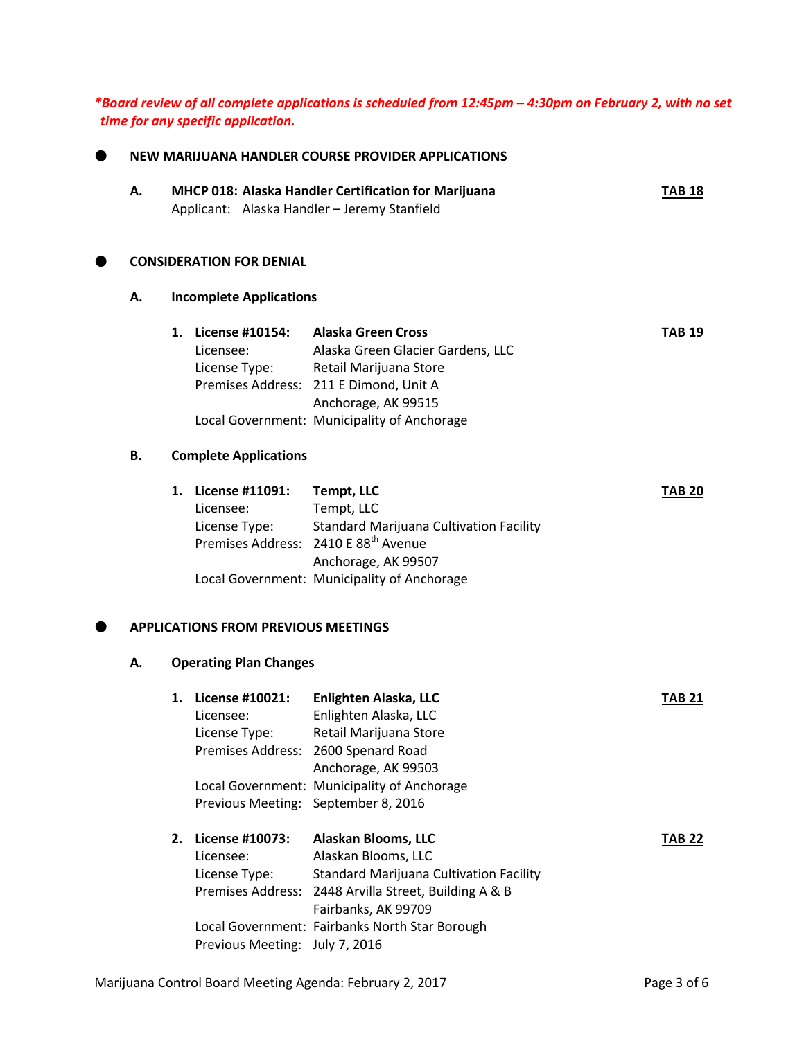***Board review of all complete applications is scheduled from 12:45pm – 4:30pm on February 2, with no set time for any specific application.***

- **NEW MARIJUANA HANDLER COURSE PROVIDER APPLICATIONS**

**A. MHCP 018: Alaska Handler Certification for Marijuana** — **TAB 18**
Applicant: Alaska Handler – Jeremy Stanfield

- **CONSIDERATION FOR DENIAL**

**A. Incomplete Applications**

1. **License #10154: Alaska Green Cross** — **TAB 19**
   Licensee: Alaska Green Glacier Gardens, LLC
   License Type: Retail Marijuana Store
   Premises Address: 211 E Dimond, Unit A
   Anchorage, AK 99515
   Local Government: Municipality of Anchorage

**B. Complete Applications**

1. **License #11091: Tempt, LLC** — **TAB 20**
   Licensee: Tempt, LLC
   License Type: Standard Marijuana Cultivation Facility
   Premises Address: 2410 E 88th Avenue
   Anchorage, AK 99507
   Local Government: Municipality of Anchorage

- **APPLICATIONS FROM PREVIOUS MEETINGS**

**A. Operating Plan Changes**

1. **License #10021: Enlighten Alaska, LLC** — **TAB 21**
   Licensee: Enlighten Alaska, LLC
   License Type: Retail Marijuana Store
   Premises Address: 2600 Spenard Road
   Anchorage, AK 99503
   Local Government: Municipality of Anchorage
   Previous Meeting: September 8, 2016

2. **License #10073: Alaskan Blooms, LLC** — **TAB 22**
   Licensee: Alaskan Blooms, LLC
   License Type: Standard Marijuana Cultivation Facility
   Premises Address: 2448 Arvilla Street, Building A & B
   Fairbanks, AK 99709
   Local Government: Fairbanks North Star Borough
   Previous Meeting: July 7, 2016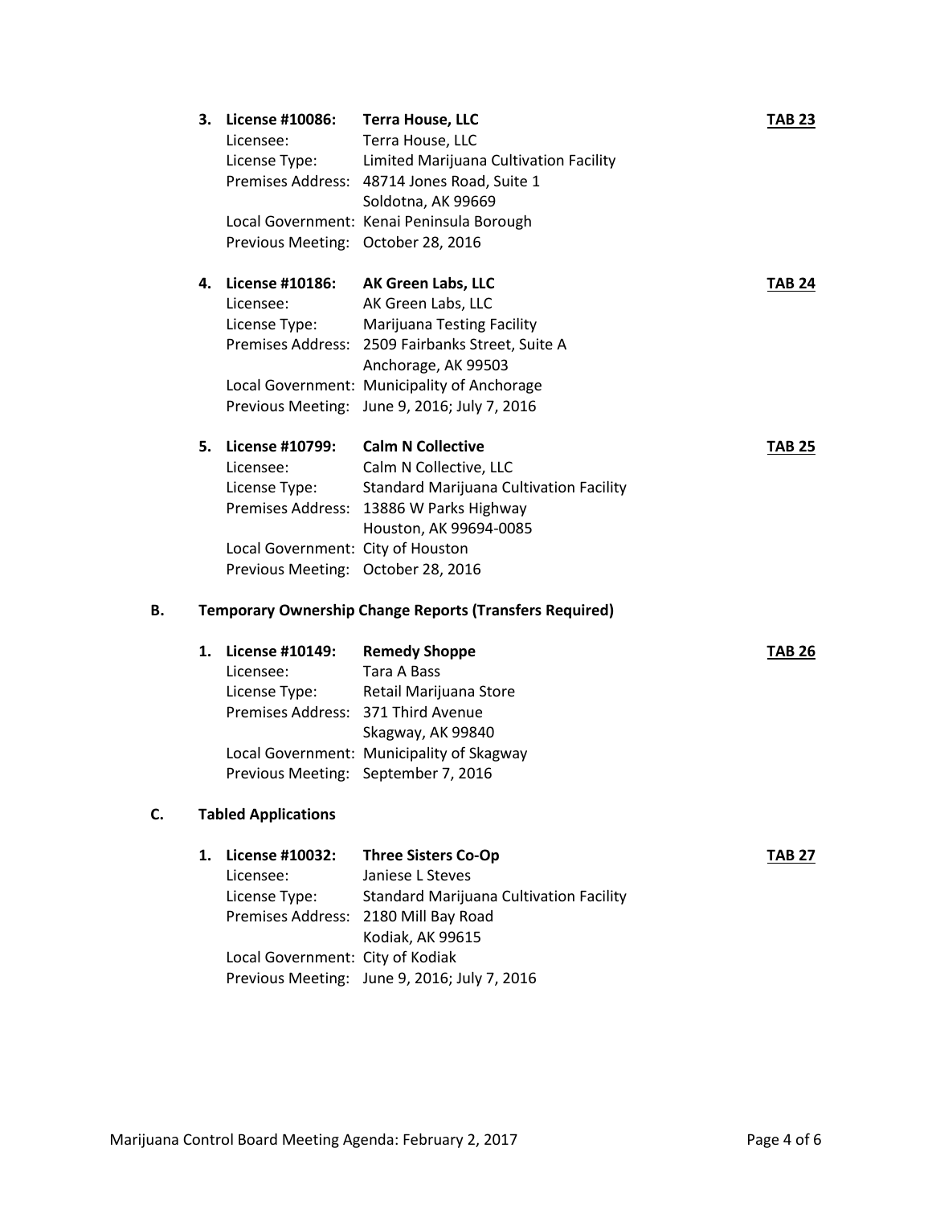3. **License #10086:** **Terra House, LLC** **TAB 23**
   Licensee: Terra House, LLC
   License Type: Limited Marijuana Cultivation Facility
   Premises Address: 48714 Jones Road, Suite 1
   Soldotna, AK 99669
   Local Government: Kenai Peninsula Borough
   Previous Meeting: October 28, 2016

4. **License #10186:** **AK Green Labs, LLC** **TAB 24**
   Licensee: AK Green Labs, LLC
   License Type: Marijuana Testing Facility
   Premises Address: 2509 Fairbanks Street, Suite A
   Anchorage, AK 99503
   Local Government: Municipality of Anchorage
   Previous Meeting: June 9, 2016; July 7, 2016

5. **License #10799:** **Calm N Collective** **TAB 25**
   Licensee: Calm N Collective, LLC
   License Type: Standard Marijuana Cultivation Facility
   Premises Address: 13886 W Parks Highway
   Houston, AK 99694-0085
   Local Government: City of Houston
   Previous Meeting: October 28, 2016

**B. Temporary Ownership Change Reports (Transfers Required)**

1. **License #10149:** **Remedy Shoppe** **TAB 26**
   Licensee: Tara A Bass
   License Type: Retail Marijuana Store
   Premises Address: 371 Third Avenue
   Skagway, AK 99840
   Local Government: Municipality of Skagway
   Previous Meeting: September 7, 2016

**C. Tabled Applications**

1. **License #10032:** **Three Sisters Co-Op** **TAB 27**
   Licensee: Janiese L Steves
   License Type: Standard Marijuana Cultivation Facility
   Premises Address: 2180 Mill Bay Road
   Kodiak, AK 99615
   Local Government: City of Kodiak
   Previous Meeting: June 9, 2016; July 7, 2016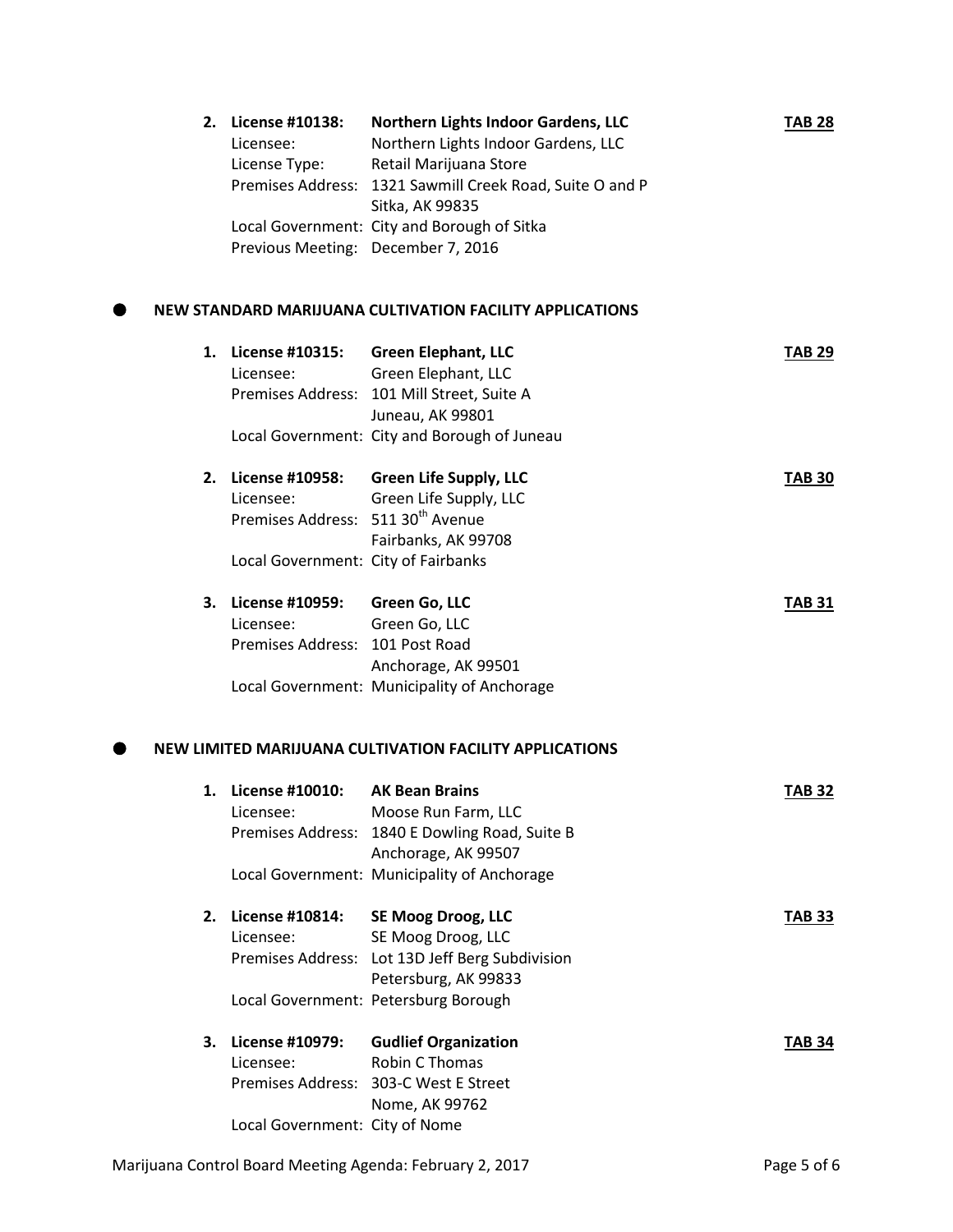**2. License #10138: Northern Lights Indoor Gardens, LLC** **TAB 28**

Licensee: Northern Lights Indoor Gardens, LLC
License Type: Retail Marijuana Store
Premises Address: 1321 Sawmill Creek Road, Suite O and P
Sitka, AK 99835
Local Government: City and Borough of Sitka
Previous Meeting: December 7, 2016

- **NEW STANDARD MARIJUANA CULTIVATION FACILITY APPLICATIONS**

**1. License #10315: Green Elephant, LLC** **TAB 29**

Licensee: Green Elephant, LLC
Premises Address: 101 Mill Street, Suite A
Juneau, AK 99801
Local Government: City and Borough of Juneau

**2. License #10958: Green Life Supply, LLC** **TAB 30**

Licensee: Green Life Supply, LLC
Premises Address: 511 30th Avenue
Fairbanks, AK 99708
Local Government: City of Fairbanks

**3. License #10959: Green Go, LLC** **TAB 31**

Licensee: Green Go, LLC
Premises Address: 101 Post Road
Anchorage, AK 99501
Local Government: Municipality of Anchorage

- **NEW LIMITED MARIJUANA CULTIVATION FACILITY APPLICATIONS**

**1. License #10010: AK Bean Brains** **TAB 32**

Licensee: Moose Run Farm, LLC
Premises Address: 1840 E Dowling Road, Suite B
Anchorage, AK 99507
Local Government: Municipality of Anchorage

**2. License #10814: SE Moog Droog, LLC** **TAB 33**

Licensee: SE Moog Droog, LLC
Premises Address: Lot 13D Jeff Berg Subdivision
Petersburg, AK 99833
Local Government: Petersburg Borough

**3. License #10979: Gudlief Organization** **TAB 34**

Licensee: Robin C Thomas
Premises Address: 303-C West E Street
Nome, AK 99762
Local Government: City of Nome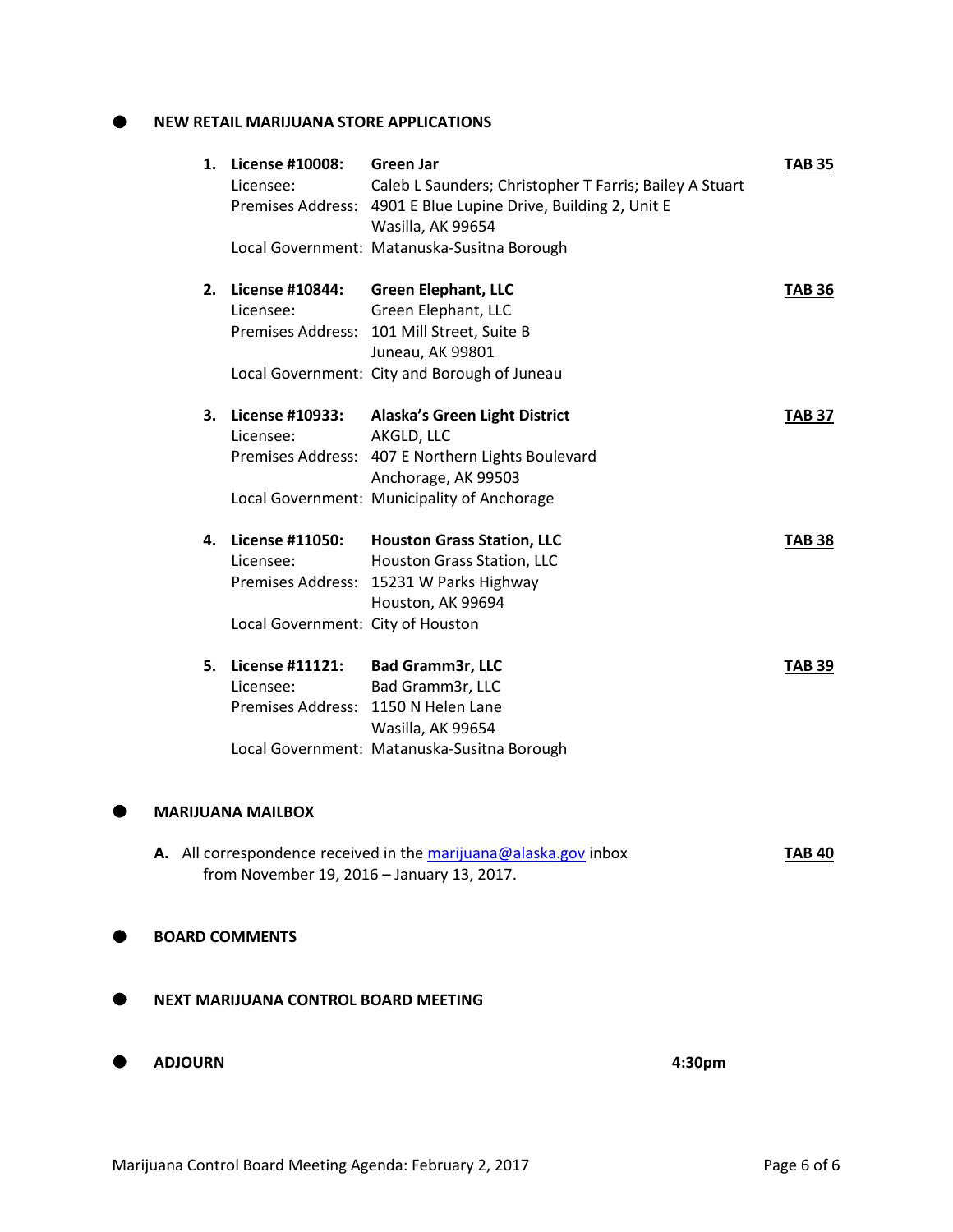- **NEW RETAIL MARIJUANA STORE APPLICATIONS**

1. **License #10008:** **Green Jar** **TAB 35**
   Licensee: Caleb L Saunders; Christopher T Farris; Bailey A Stuart
   Premises Address: 4901 E Blue Lupine Drive, Building 2, Unit E
   Wasilla, AK 99654
   Local Government: Matanuska-Susitna Borough

2. **License #10844:** **Green Elephant, LLC** **TAB 36**
   Licensee: Green Elephant, LLC
   Premises Address: 101 Mill Street, Suite B
   Juneau, AK 99801
   Local Government: City and Borough of Juneau

3. **License #10933:** **Alaska's Green Light District** **TAB 37**
   Licensee: AKGLD, LLC
   Premises Address: 407 E Northern Lights Boulevard
   Anchorage, AK 99503
   Local Government: Municipality of Anchorage

4. **License #11050:** **Houston Grass Station, LLC** **TAB 38**
   Licensee: Houston Grass Station, LLC
   Premises Address: 15231 W Parks Highway
   Houston, AK 99694
   Local Government: City of Houston

5. **License #11121:** **Bad Gramm3r, LLC** **TAB 39**
   Licensee: Bad Gramm3r, LLC
   Premises Address: 1150 N Helen Lane
   Wasilla, AK 99654
   Local Government: Matanuska-Susitna Borough

- **MARIJUANA MAILBOX**

  **A.** All correspondence received in the marijuana@alaska.gov inbox from November 19, 2016 – January 13, 2017. **TAB 40**

- **BOARD COMMENTS**

- **NEXT MARIJUANA CONTROL BOARD MEETING**

- **ADJOURN** **4:30pm**